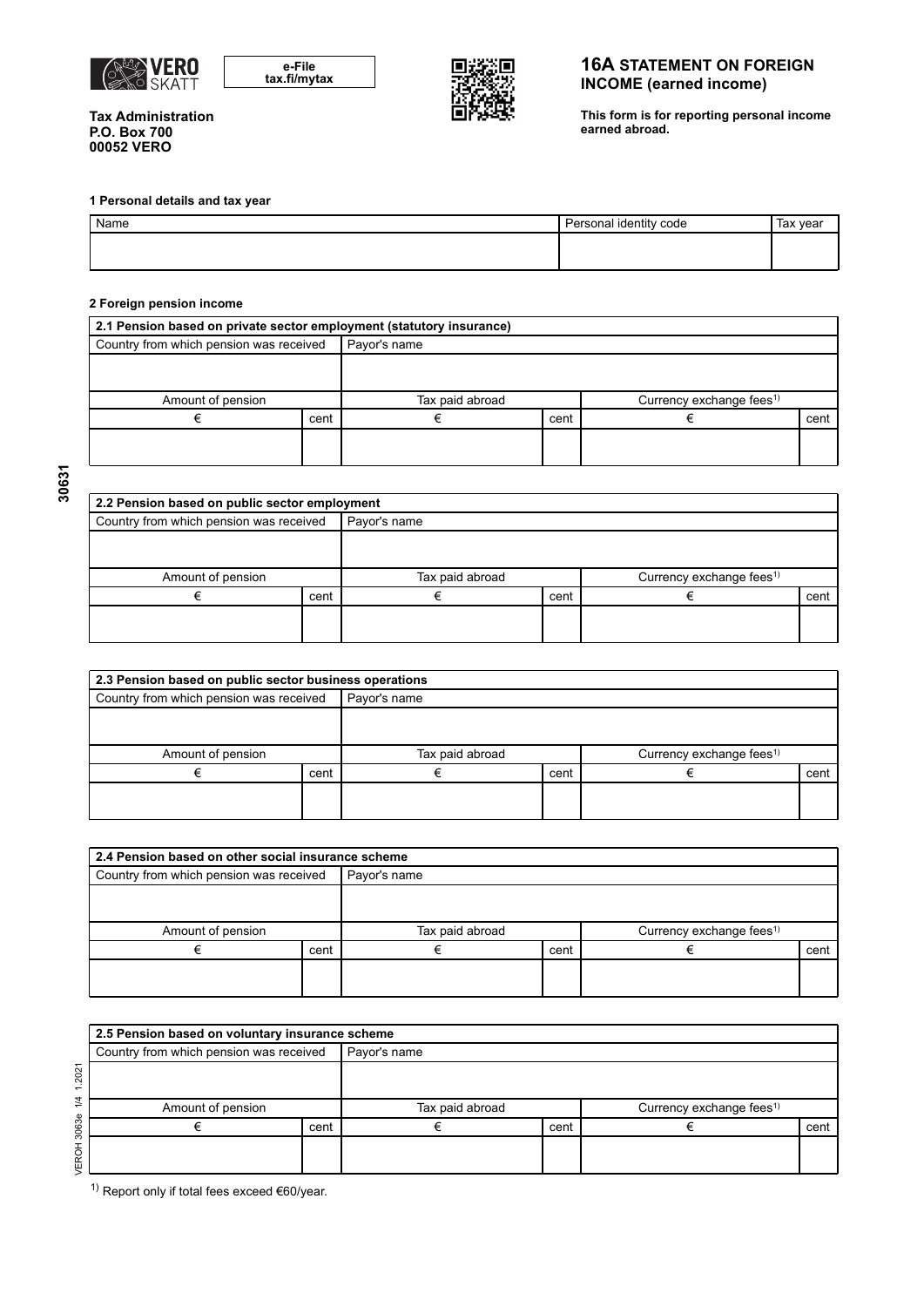VERO SKATT

e-File
tax.fi/mytax

# 16A STATEMENT ON FOREIGN INCOME (earned income)

**Tax Administration**
**P.O. Box 700**
**00052 VERO**

**This form is for reporting personal income earned abroad.**

### 1 Personal details and tax year

| Name | Personal identity code | Tax year |
|---|---|---|
| | | |

### 2 Foreign pension income

**2.1 Pension based on private sector employment (statutory insurance)**

| Country from which pension was received | | Payor's name | | | |
|---|---|---|---|---|---|
| | | | | | |
| Amount of pension | | Tax paid abroad | | Currency exchange fees[1] | |
| € | cent | € | cent | € | cent |
| | | | | | |

**2.2 Pension based on public sector employment**

| Country from which pension was received | | Payor's name | | | |
|---|---|---|---|---|---|
| | | | | | |
| Amount of pension | | Tax paid abroad | | Currency exchange fees[1] | |
| € | cent | € | cent | € | cent |
| | | | | | |

**2.3 Pension based on public sector business operations**

| Country from which pension was received | | Payor's name | | | |
|---|---|---|---|---|---|
| | | | | | |
| Amount of pension | | Tax paid abroad | | Currency exchange fees[1] | |
| € | cent | € | cent | € | cent |
| | | | | | |

**2.4 Pension based on other social insurance scheme**

| Country from which pension was received | | Payor's name | | | |
|---|---|---|---|---|---|
| | | | | | |
| Amount of pension | | Tax paid abroad | | Currency exchange fees[1] | |
| € | cent | € | cent | € | cent |
| | | | | | |

**2.5 Pension based on voluntary insurance scheme**

| Country from which pension was received | | Payor's name | | | |
|---|---|---|---|---|---|
| | | | | | |
| Amount of pension | | Tax paid abroad | | Currency exchange fees[1] | |
| € | cent | € | cent | € | cent |
| | | | | | |

[1] Report only if total fees exceed €60/year.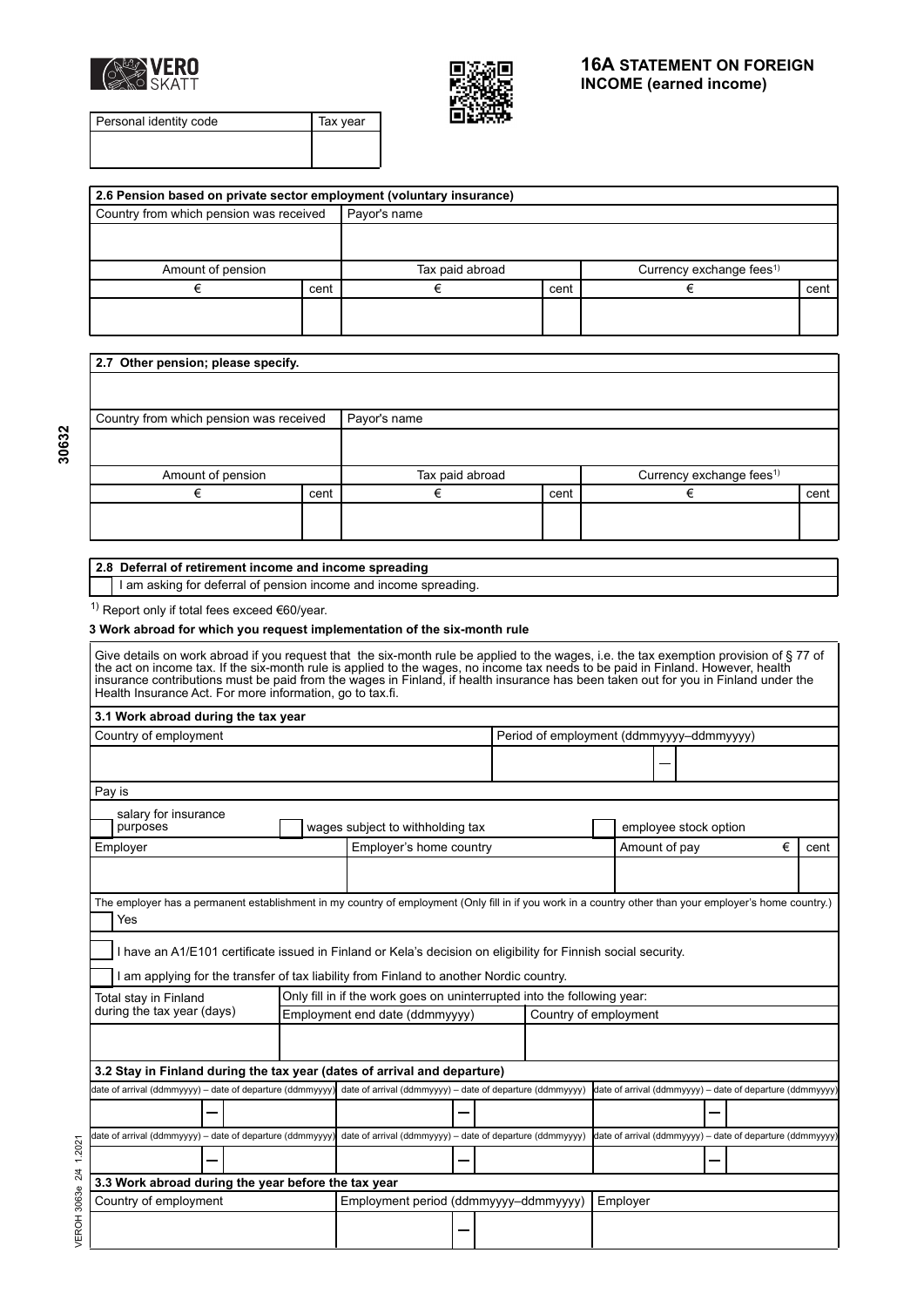# 16A STATEMENT ON FOREIGN INCOME (earned income)

| Personal identity code | Tax year |
|---|---|
| | |

## 2.6 Pension based on private sector employment (voluntary insurance)

| Country from which pension was received | | Payor's name | | | |
|---|---|---|---|---|---|
| | | | | | |
| Amount of pension | | Tax paid abroad | | Currency exchange fees[1] | |
| € | cent | € | cent | € | cent |
| | | | | | |

## 2.7 Other pension; please specify.

| Country from which pension was received | | Payor's name | | | |
|---|---|---|---|---|---|
| | | | | | |
| Amount of pension | | Tax paid abroad | | Currency exchange fees[1] | |
| € | cent | € | cent | € | cent |
| | | | | | |

## 2.8 Deferral of retirement income and income spreading

☐ I am asking for deferral of pension income and income spreading.

[1] Report only if total fees exceed €60/year.

## 3 Work abroad for which you request implementation of the six-month rule

Give details on work abroad if you request that the six-month rule be applied to the wages, i.e. the tax exemption provision of § 77 of the act on income tax. If the six-month rule is applied to the wages, no income tax needs to be paid in Finland. However, health insurance contributions must be paid from the wages in Finland, if health insurance has been taken out for you in Finland under the Health Insurance Act. For more information, go to tax.fi.

### 3.1 Work abroad during the tax year

| Country of employment | Period of employment (ddmmyyyy–ddmmyyyy) |
|---|---|
| | — |

Pay is

☐ salary for insurance purposes ☐ wages subject to withholding tax ☐ employee stock option

| Employer | Employer's home country | Amount of pay € | cent |
|---|---|---|---|
| | | | |

The employer has a permanent establishment in my country of employment (Only fill in if you work in a country other than your employer's home country.)

☐ Yes

☐ I have an A1/E101 certificate issued in Finland or Kela's decision on eligibility for Finnish social security.

☐ I am applying for the transfer of tax liability from Finland to another Nordic country.

| Total stay in Finland during the tax year (days) | Only fill in if the work goes on uninterrupted into the following year: Employment end date (ddmmyyyy) | Country of employment |
|---|---|---|
| | | |

### 3.2 Stay in Finland during the tax year (dates of arrival and departure)

| date of arrival (ddmmyyyy) – date of departure (ddmmyyyy) | date of arrival (ddmmyyyy) – date of departure (ddmmyyyy) | date of arrival (ddmmyyyy) – date of departure (ddmmyyyy) |
|---|---|---|
| — | — | — |
| date of arrival (ddmmyyyy) – date of departure (ddmmyyyy) | date of arrival (ddmmyyyy) – date of departure (ddmmyyyy) | date of arrival (ddmmyyyy) – date of departure (ddmmyyyy) |
| — | — | — |

### 3.3 Work abroad during the year before the tax year

| Country of employment | Employment period (ddmmyyyy–ddmmyyyy) | Employer |
|---|---|---|
| | — | |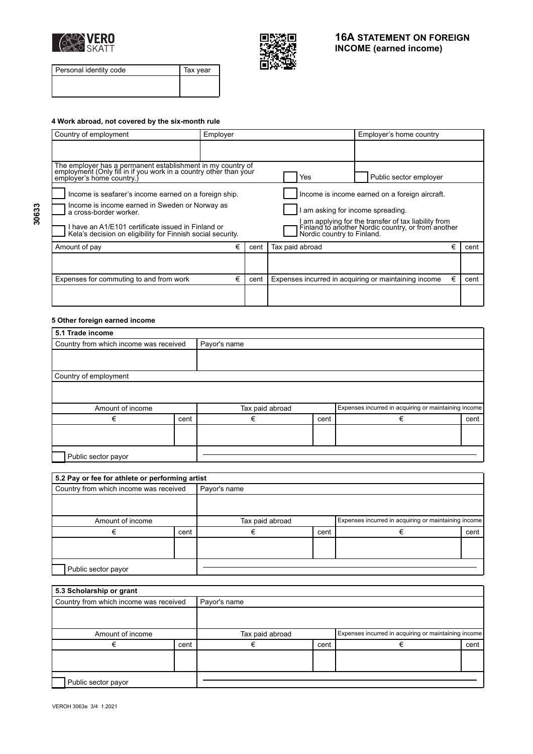# 16A STATEMENT ON FOREIGN INCOME (earned income)

| Personal identity code | Tax year |
| --- | --- |
| | |

### 4 Work abroad, not covered by the six-month rule

| Country of employment | Employer | Employer's home country |
| --- | --- | --- |
| | | |

The employer has a permanent establishment in my country of employment (Only fill in if you work in a country other than your employer's home country.) ☐ Yes ☐ Public sector employer

☐ Income is seafarer's income earned on a foreign ship.

☐ Income is income earned in Sweden or Norway as a cross-border worker.

☐ I have an A1/E101 certificate issued in Finland or Kela's decision on eligibility for Finnish social security.

☐ Income is income earned on a foreign aircraft.

☐ I am asking for income spreading.

☐ I am applying for the transfer of tax liability from Finland to another Nordic country, or from another Nordic country to Finland.

| Amount of pay € | cent | Tax paid abroad € | cent |
| --- | --- | --- | --- |
| | | | |

| Expenses for commuting to and from work € | cent | Expenses incurred in acquiring or maintaining income € | cent |
| --- | --- | --- | --- |
| | | | |

### 5 Other foreign earned income

#### 5.1 Trade income

| Country from which income was received | Payor's name |
| --- | --- |
| | |

| Country of employment |
| --- |
| |

| Amount of income | | Tax paid abroad | | Expenses incurred in acquiring or maintaining income | |
| --- | --- | --- | --- | --- | --- |
| € | cent | € | cent | € | cent |
| | | | | | |

☐ Public sector payor

#### 5.2 Pay or fee for athlete or performing artist

| Country from which income was received | Payor's name |
| --- | --- |
| | |

| Amount of income | | Tax paid abroad | | Expenses incurred in acquiring or maintaining income | |
| --- | --- | --- | --- | --- | --- |
| € | cent | € | cent | € | cent |
| | | | | | |

☐ Public sector payor

#### 5.3 Scholarship or grant

| Country from which income was received | Payor's name |
| --- | --- |
| | |

| Amount of income | | Tax paid abroad | | Expenses incurred in acquiring or maintaining income | |
| --- | --- | --- | --- | --- | --- |
| € | cent | € | cent | € | cent |
| | | | | | |

☐ Public sector payor

VEROH 3063e 3/4 1.2021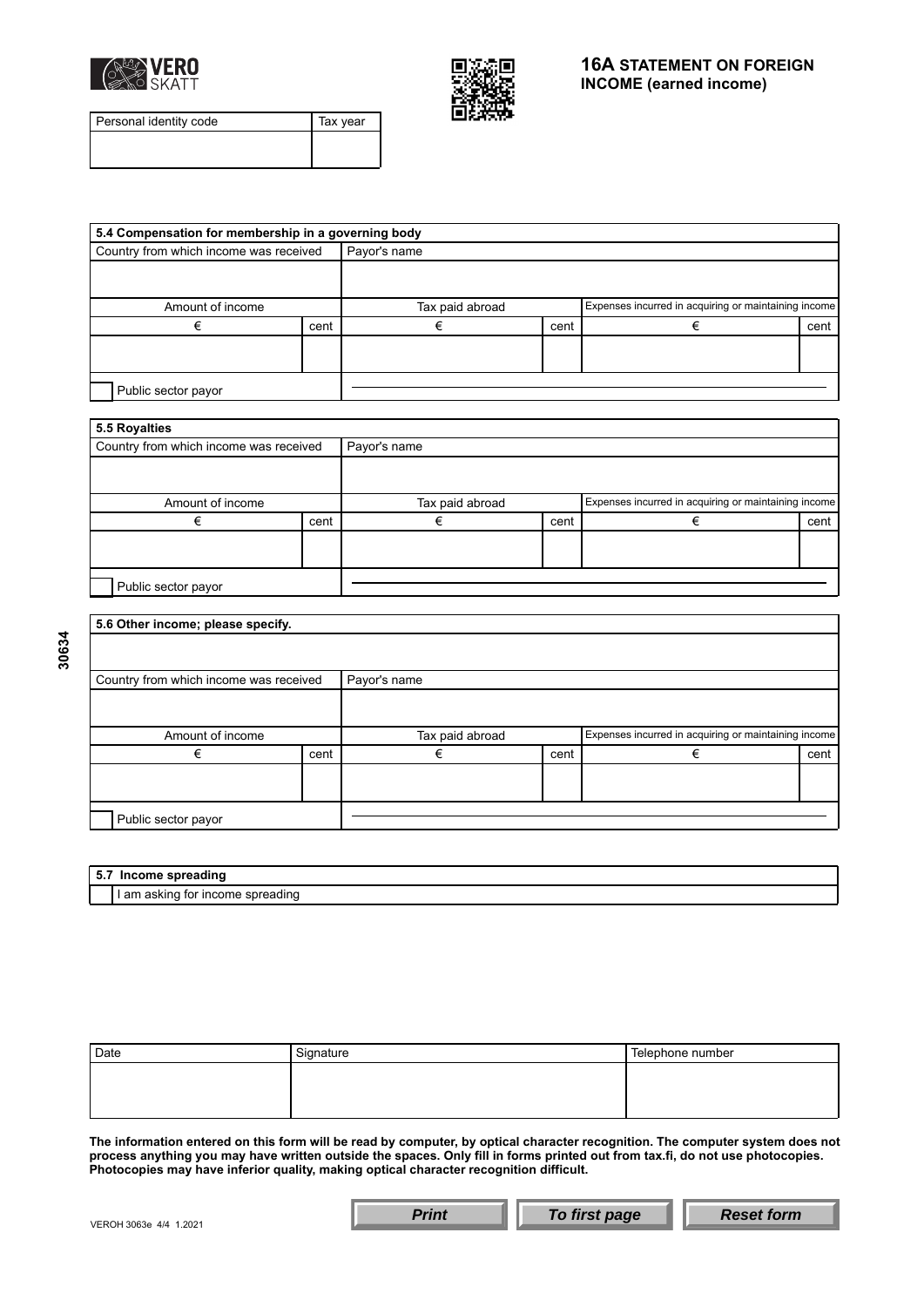# 16A STATEMENT ON FOREIGN INCOME (earned income)

| Personal identity code | Tax year |
| --- | --- |
| | |

| 5.4 Compensation for membership in a governing body | | | | | |
| --- | --- | --- | --- | --- | --- |
| Country from which income was received | | Payor's name | | | |
| | | | | | |
| Amount of income | | Tax paid abroad | | Expenses incurred in acquiring or maintaining income | |
| € | cent | € | cent | € | cent |
| | | | | | |
| Public sector payor | | | | | |

| 5.5 Royalties | | | | | |
| --- | --- | --- | --- | --- | --- |
| Country from which income was received | | Payor's name | | | |
| | | | | | |
| Amount of income | | Tax paid abroad | | Expenses incurred in acquiring or maintaining income | |
| € | cent | € | cent | € | cent |
| | | | | | |
| Public sector payor | | | | | |

30634

| 5.6 Other income; please specify. | | | | | |
| --- | --- | --- | --- | --- | --- |
| | | | | | |
| Country from which income was received | | Payor's name | | | |
| | | | | | |
| Amount of income | | Tax paid abroad | | Expenses incurred in acquiring or maintaining income | |
| € | cent | € | cent | € | cent |
| | | | | | |
| Public sector payor | | | | | |

| 5.7 Income spreading |
| --- |
| I am asking for income spreading |

| Date | Signature | Telephone number |
| --- | --- | --- |
| | | |

**The information entered on this form will be read by computer, by optical character recognition. The computer system does not process anything you may have written outside the spaces. Only fill in forms printed out from tax.fi, do not use photocopies. Photocopies may have inferior quality, making optical character recognition difficult.**

VEROH 3063e 4/4 1.2021

*Print* *To first page* *Reset form*